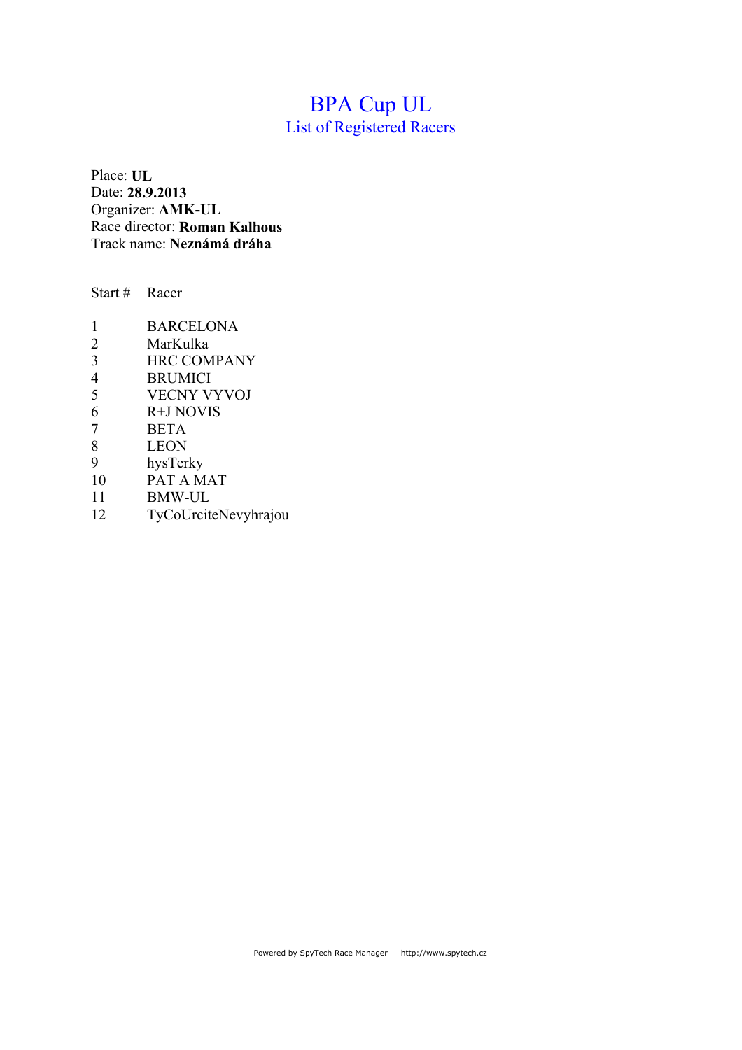# BPA Cup UL

## List of Registered Racers

Place: **UL**
Date: **28.9.2013**
Organizer: **AMK-UL**
Race director: **Roman Kalhous**
Track name: **Neznámá dráha**

| Start # | Racer |
|---|---|
| 1 | BARCELONA |
| 2 | MarKulka |
| 3 | HRC COMPANY |
| 4 | BRUMICI |
| 5 | VECNY VYVOJ |
| 6 | R+J NOVIS |
| 7 | BETA |
| 8 | LEON |
| 9 | hysTerky |
| 10 | PAT A MAT |
| 11 | BMW-UL |
| 12 | TyCoUrciteNevyhrajou |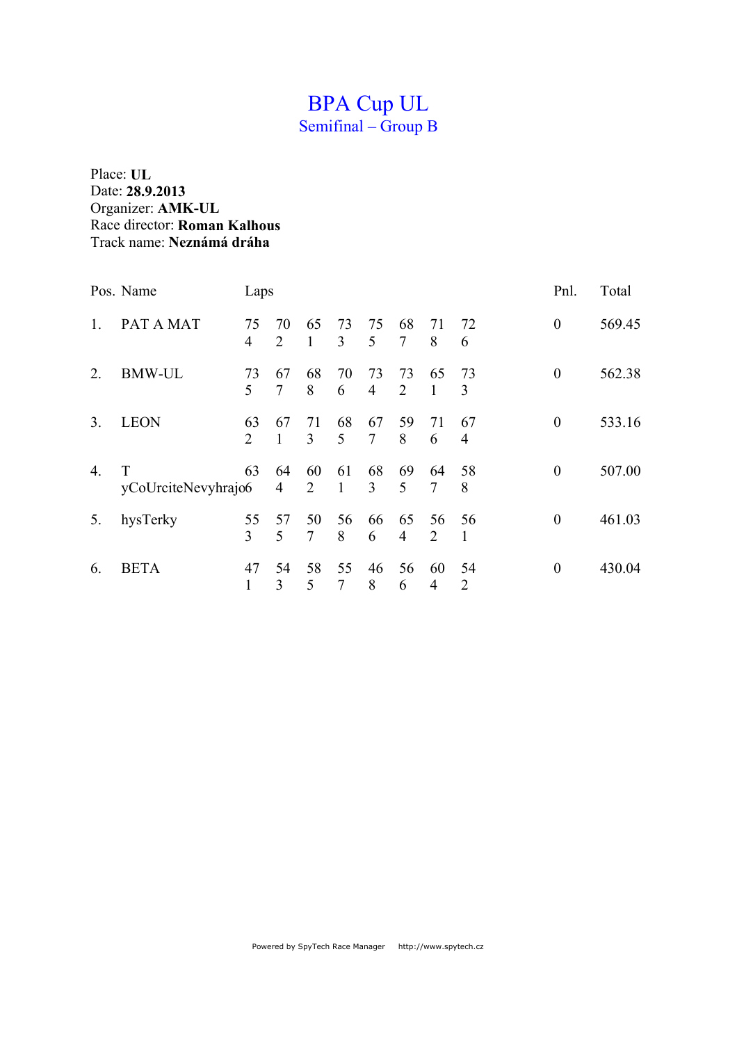# BPA Cup UL

## Semifinal – Group B

Place: **UL**
Date: **28.9.2013**
Organizer: **AMK-UL**
Race director: **Roman Kalhous**
Track name: **Neznámá dráha**

| Pos. | Name | Laps | | | | | | | | Pnl. | Total |
|---|---|---|---|---|---|---|---|---|---|---|---|
| 1. | PAT A MAT | 75<br>4 | 70<br>2 | 65<br>1 | 73<br>3 | 75<br>5 | 68<br>7 | 71<br>8 | 72<br>6 | 0 | 569.45 |
| 2. | BMW-UL | 73<br>5 | 67<br>7 | 68<br>8 | 70<br>6 | 73<br>4 | 73<br>2 | 65<br>1 | 73<br>3 | 0 | 562.38 |
| 3. | LEON | 63<br>2 | 67<br>1 | 71<br>3 | 68<br>5 | 67<br>7 | 59<br>8 | 71<br>6 | 67<br>4 | 0 | 533.16 |
| 4. | TyCoUrciteNevyhrajo | 63<br>6 | 64<br>4 | 60<br>2 | 61<br>1 | 68<br>3 | 69<br>5 | 64<br>7 | 58<br>8 | 0 | 507.00 |
| 5. | hysTerky | 55<br>3 | 57<br>5 | 50<br>7 | 56<br>8 | 66<br>6 | 65<br>4 | 56<br>2 | 56<br>1 | 0 | 461.03 |
| 6. | BETA | 47<br>1 | 54<br>3 | 58<br>5 | 55<br>7 | 46<br>8 | 56<br>6 | 60<br>4 | 54<br>2 | 0 | 430.04 |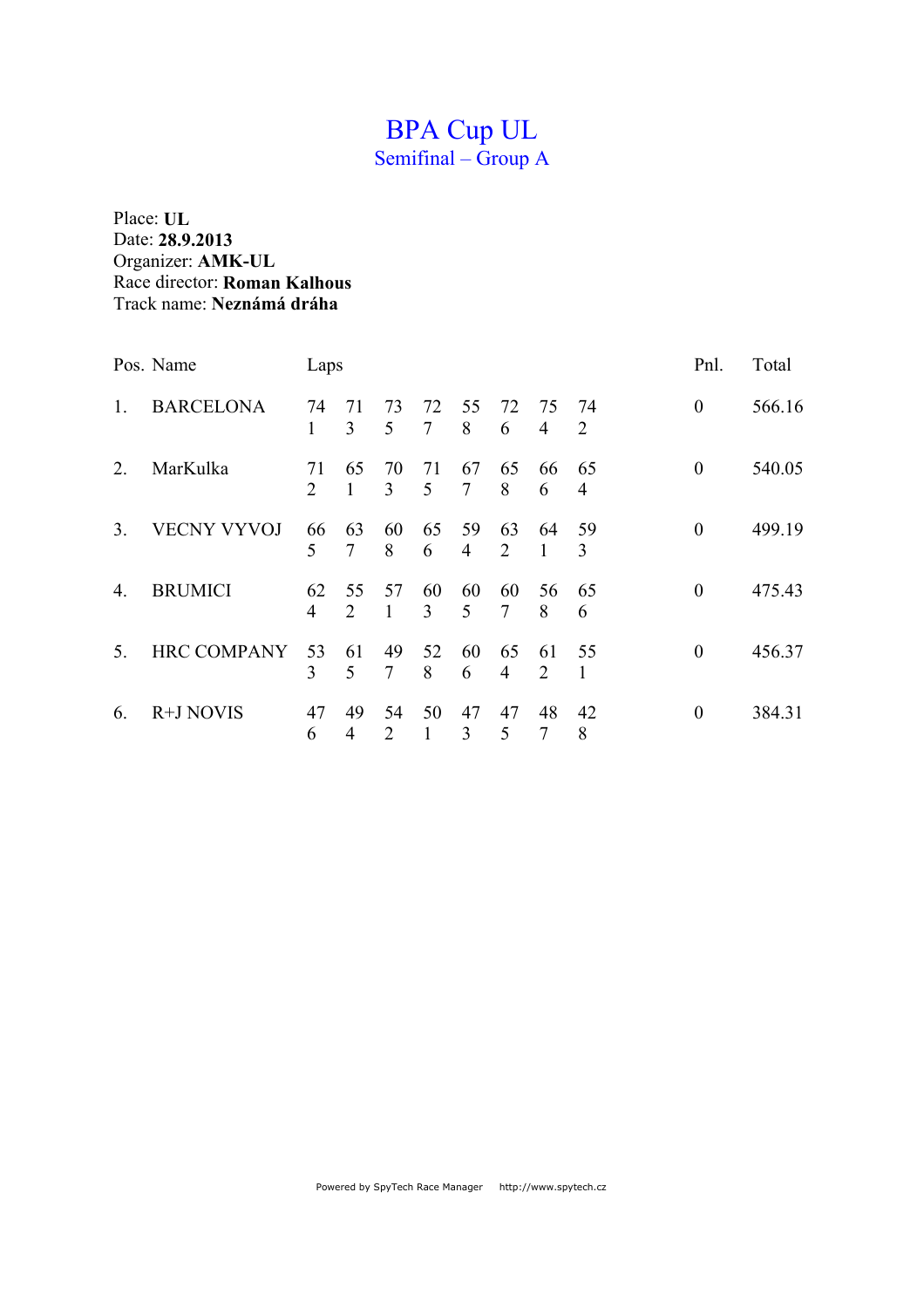# BPA Cup UL

## Semifinal – Group A

Place: **UL**
Date: **28.9.2013**
Organizer: **AMK-UL**
Race director: **Roman Kalhous**
Track name: **Neznámá dráha**

| Pos. | Name | Laps | | | | | | | | Pnl. | Total |
|---|---|---|---|---|---|---|---|---|---|---|---|
| 1. | BARCELONA | 74<br>1 | 71<br>3 | 73<br>5 | 72<br>7 | 55<br>8 | 72<br>6 | 75<br>4 | 74<br>2 | 0 | 566.16 |
| 2. | MarKulka | 71<br>2 | 65<br>1 | 70<br>3 | 71<br>5 | 67<br>7 | 65<br>8 | 66<br>6 | 65<br>4 | 0 | 540.05 |
| 3. | VECNY VYVOJ | 66<br>5 | 63<br>7 | 60<br>8 | 65<br>6 | 59<br>4 | 63<br>2 | 64<br>1 | 59<br>3 | 0 | 499.19 |
| 4. | BRUMICI | 62<br>4 | 55<br>2 | 57<br>1 | 60<br>3 | 60<br>5 | 60<br>7 | 56<br>8 | 65<br>6 | 0 | 475.43 |
| 5. | HRC COMPANY | 53<br>3 | 61<br>5 | 49<br>7 | 52<br>8 | 60<br>6 | 65<br>4 | 61<br>2 | 55<br>1 | 0 | 456.37 |
| 6. | R+J NOVIS | 47<br>6 | 49<br>4 | 54<br>2 | 50<br>1 | 47<br>3 | 47<br>5 | 48<br>7 | 42<br>8 | 0 | 384.31 |

Powered by SpyTech Race Manager http://www.spytech.cz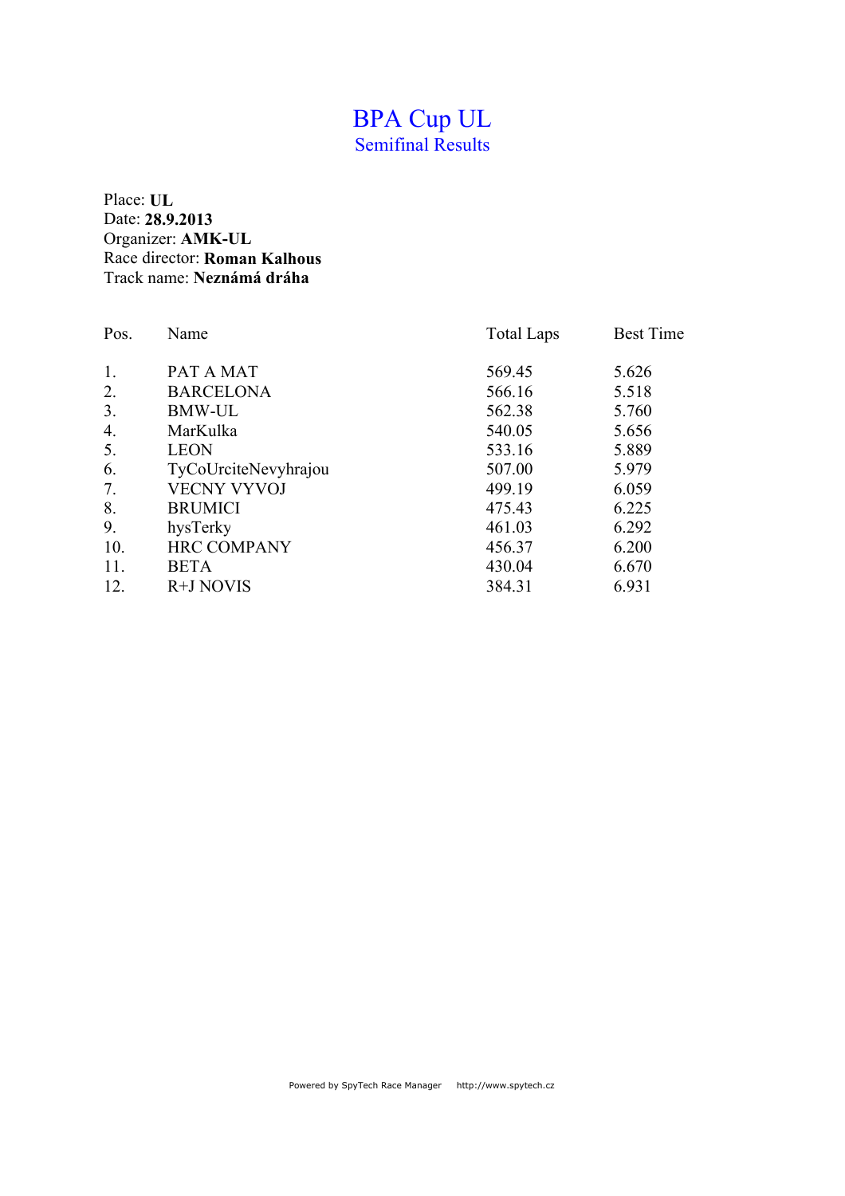# BPA Cup UL

## Semifinal Results

Place: **UL**
Date: **28.9.2013**
Organizer: **AMK-UL**
Race director: **Roman Kalhous**
Track name: **Neznámá dráha**

| Pos. | Name | Total Laps | Best Time |
|---|---|---|---|
| 1. | PAT A MAT | 569.45 | 5.626 |
| 2. | BARCELONA | 566.16 | 5.518 |
| 3. | BMW-UL | 562.38 | 5.760 |
| 4. | MarKulka | 540.05 | 5.656 |
| 5. | LEON | 533.16 | 5.889 |
| 6. | TyCoUrciteNevyhrajou | 507.00 | 5.979 |
| 7. | VECNY VYVOJ | 499.19 | 6.059 |
| 8. | BRUMICI | 475.43 | 6.225 |
| 9. | hysTerky | 461.03 | 6.292 |
| 10. | HRC COMPANY | 456.37 | 6.200 |
| 11. | BETA | 430.04 | 6.670 |
| 12. | R+J NOVIS | 384.31 | 6.931 |

Powered by SpyTech Race Manager http://www.spytech.cz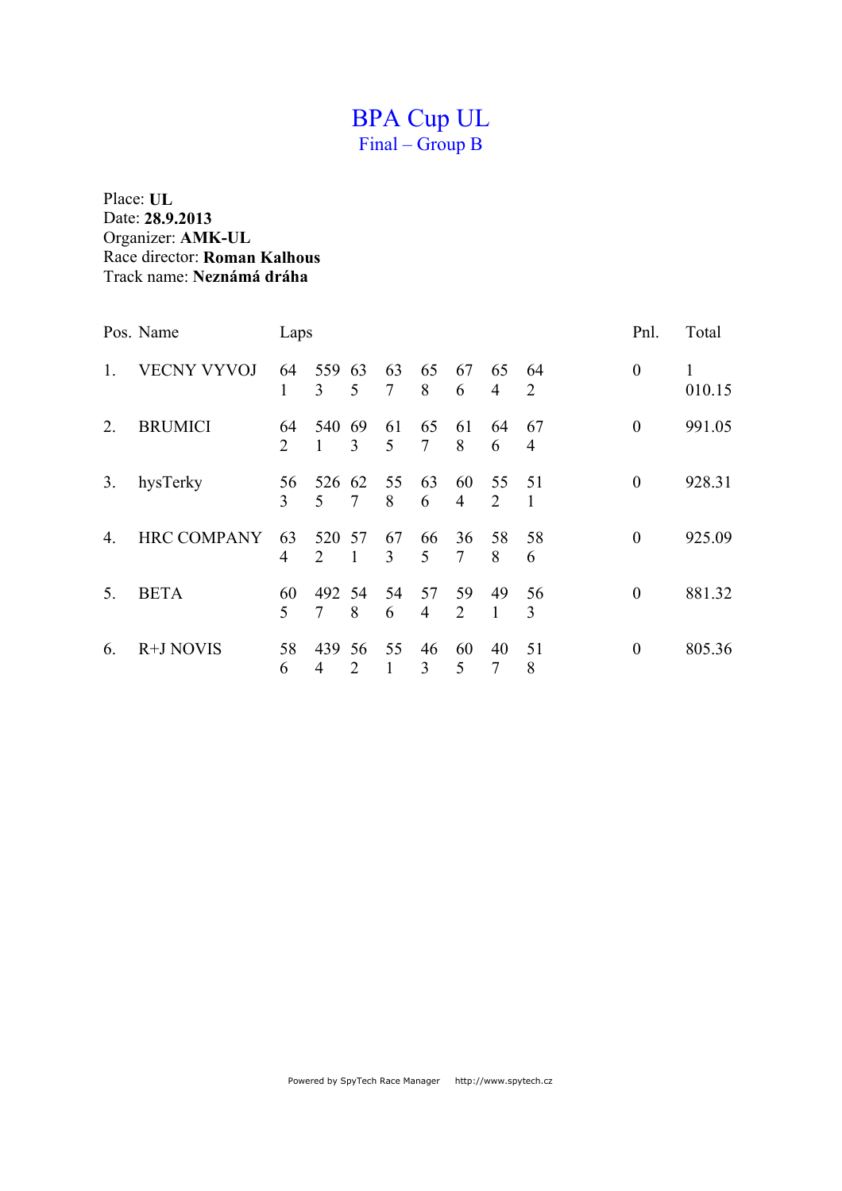# BPA Cup UL

## Final – Group B

Place: **UL**
Date: **28.9.2013**
Organizer: **AMK-UL**
Race director: **Roman Kalhous**
Track name: **Neznámá dráha**

| Pos. | Name | Laps | | | | | | | | Pnl. | Total |
|---|---|---|---|---|---|---|---|---|---|---|---|
| 1. | VECNY VYVOJ | 64<br>1 | 559<br>3 | 63<br>5 | 63<br>7 | 65<br>8 | 67<br>6 | 65<br>4 | 64<br>2 | 0 | 1<br>010.15 |
| 2. | BRUMICI | 64<br>2 | 540<br>1 | 69<br>3 | 61<br>5 | 65<br>7 | 61<br>8 | 64<br>6 | 67<br>4 | 0 | 991.05 |
| 3. | hysTerky | 56<br>3 | 526<br>5 | 62<br>7 | 55<br>8 | 63<br>6 | 60<br>4 | 55<br>2 | 51<br>1 | 0 | 928.31 |
| 4. | HRC COMPANY | 63<br>4 | 520<br>2 | 57<br>1 | 67<br>3 | 66<br>5 | 36<br>7 | 58<br>8 | 58<br>6 | 0 | 925.09 |
| 5. | BETA | 60<br>5 | 492<br>7 | 54<br>8 | 54<br>6 | 57<br>4 | 59<br>2 | 49<br>1 | 56<br>3 | 0 | 881.32 |
| 6. | R+J NOVIS | 58<br>6 | 439<br>4 | 56<br>2 | 55<br>1 | 46<br>3 | 60<br>5 | 40<br>7 | 51<br>8 | 0 | 805.36 |

Powered by SpyTech Race Manager http://www.spytech.cz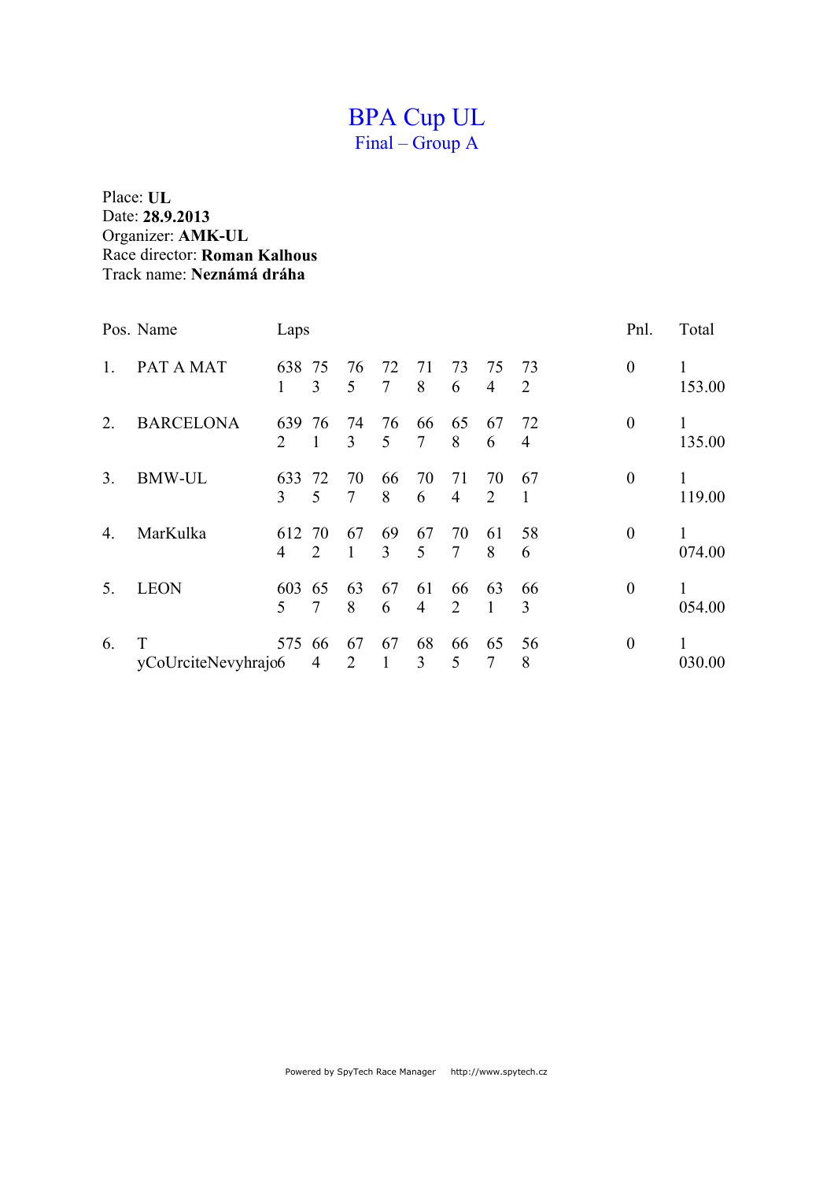# BPA Cup UL

## Final – Group A

Place: **UL**
Date: **28.9.2013**
Organizer: **AMK-UL**
Race director: **Roman Kalhous**
Track name: **Neznámá dráha**

| Pos. | Name | Laps | | | | | | | | Pnl. | Total |
|---|---|---|---|---|---|---|---|---|---|---|---|
| 1. | PAT A MAT | 638 1 | 75 3 | 76 5 | 72 7 | 71 8 | 73 6 | 75 4 | 73 2 | 0 | 1 153.00 |
| 2. | BARCELONA | 639 2 | 76 1 | 74 3 | 76 5 | 66 7 | 65 8 | 67 6 | 72 4 | 0 | 1 135.00 |
| 3. | BMW-UL | 633 3 | 72 5 | 70 7 | 66 8 | 70 6 | 71 4 | 70 2 | 67 1 | 0 | 1 119.00 |
| 4. | MarKulka | 612 4 | 70 2 | 67 1 | 69 3 | 67 5 | 70 7 | 61 8 | 58 6 | 0 | 1 074.00 |
| 5. | LEON | 603 5 | 65 7 | 63 8 | 67 6 | 61 4 | 66 2 | 63 1 | 66 3 | 0 | 1 054.00 |
| 6. | T yCoUrciteNevyhrajo | 575 6 | 66 4 | 67 2 | 67 1 | 68 3 | 66 5 | 65 7 | 56 8 | 0 | 1 030.00 |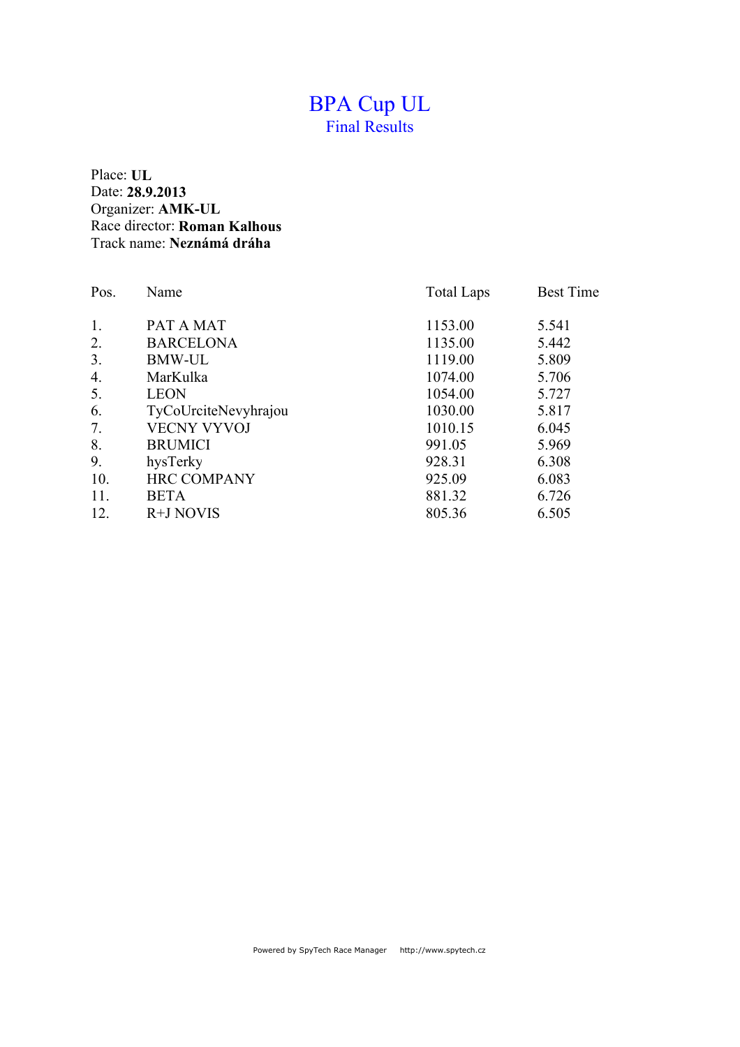# BPA Cup UL

## Final Results

Place: **UL**
Date: **28.9.2013**
Organizer: **AMK-UL**
Race director: **Roman Kalhous**
Track name: **Neznámá dráha**

| Pos. | Name | Total Laps | Best Time |
|---|---|---|---|
| 1. | PAT A MAT | 1153.00 | 5.541 |
| 2. | BARCELONA | 1135.00 | 5.442 |
| 3. | BMW-UL | 1119.00 | 5.809 |
| 4. | MarKulka | 1074.00 | 5.706 |
| 5. | LEON | 1054.00 | 5.727 |
| 6. | TyCoUrciteNevyhrajou | 1030.00 | 5.817 |
| 7. | VECNY VYVOJ | 1010.15 | 6.045 |
| 8. | BRUMICI | 991.05 | 5.969 |
| 9. | hysTerky | 928.31 | 6.308 |
| 10. | HRC COMPANY | 925.09 | 6.083 |
| 11. | BETA | 881.32 | 6.726 |
| 12. | R+J NOVIS | 805.36 | 6.505 |

Powered by SpyTech Race Manager http://www.spytech.cz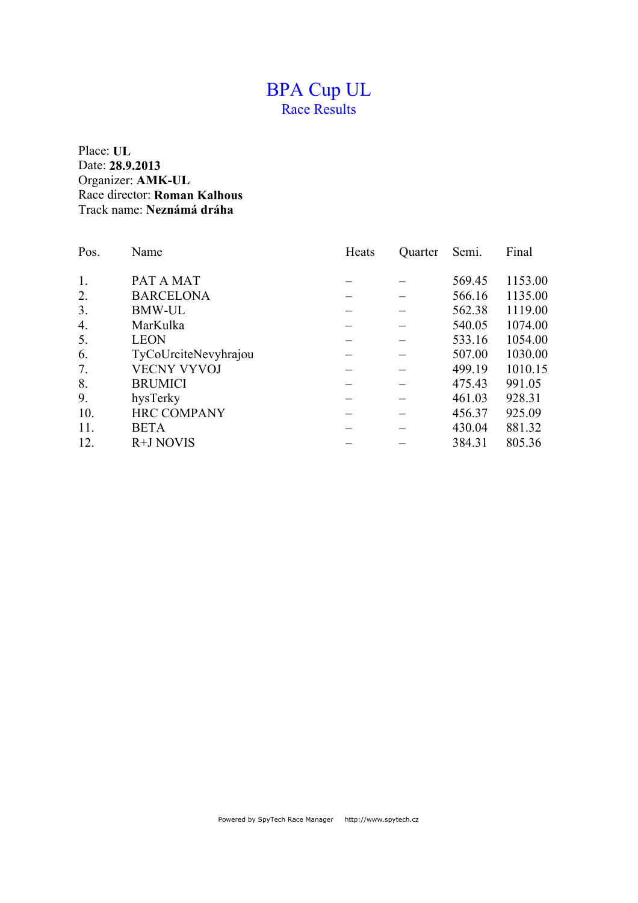# BPA Cup UL

## Race Results

Place: **UL**
Date: **28.9.2013**
Organizer: **AMK-UL**
Race director: **Roman Kalhous**
Track name: **Neznámá dráha**

| Pos. | Name | Heats | Quarter | Semi. | Final |
|---|---|---|---|---|---|
| 1. | PAT A MAT | – | – | 569.45 | 1153.00 |
| 2. | BARCELONA | – | – | 566.16 | 1135.00 |
| 3. | BMW-UL | – | – | 562.38 | 1119.00 |
| 4. | MarKulka | – | – | 540.05 | 1074.00 |
| 5. | LEON | – | – | 533.16 | 1054.00 |
| 6. | TyCoUrciteNevyhrajou | – | – | 507.00 | 1030.00 |
| 7. | VECNY VYVOJ | – | – | 499.19 | 1010.15 |
| 8. | BRUMICI | – | – | 475.43 | 991.05 |
| 9. | hysTerky | – | – | 461.03 | 928.31 |
| 10. | HRC COMPANY | – | – | 456.37 | 925.09 |
| 11. | BETA | – | – | 430.04 | 881.32 |
| 12. | R+J NOVIS | – | – | 384.31 | 805.36 |

Powered by SpyTech Race Manager http://www.spytech.cz